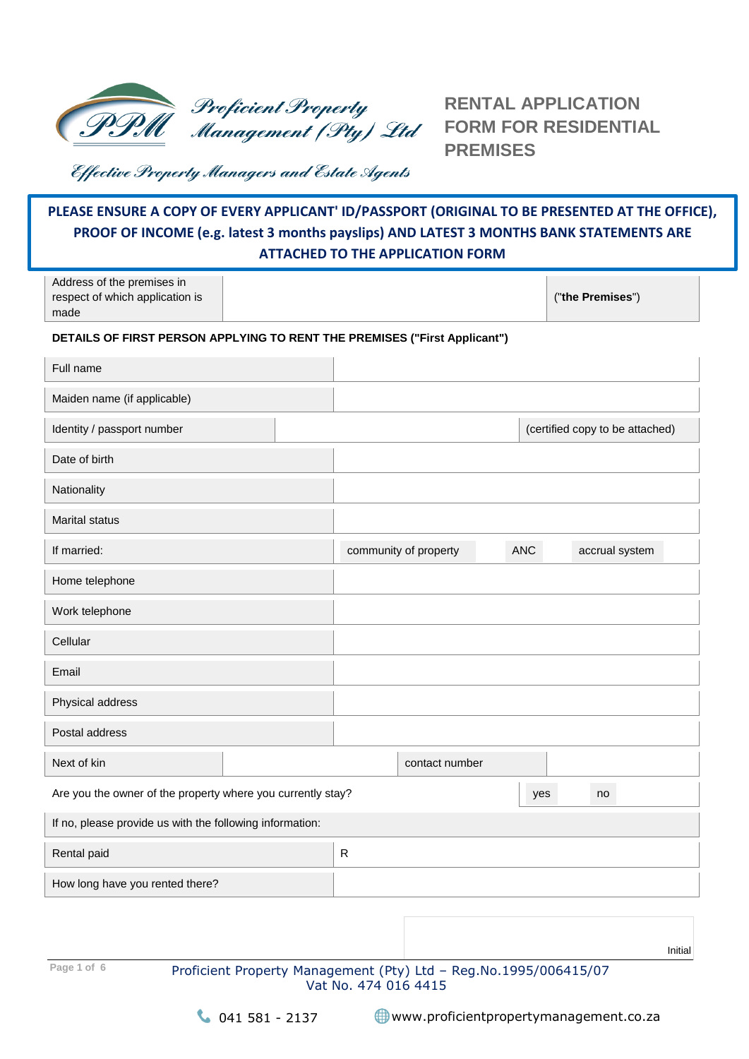Proficient Property Management (Pty) Ltd

*Effective Property Managers and Estate Agents*

# RENTAL APPLICATION FORM FOR RESIDENTIAL PREMISES

**PLEASE ENSURE A COPY OF EVERY APPLICANT' ID/PASSPORT (ORIGINAL TO BE PRESENTED AT THE OFFICE), PROOF OF INCOME (e.g. latest 3 months payslips) AND LATEST 3 MONTHS BANK STATEMENTS ARE ATTACHED TO THE APPLICATION FORM**

| Address of the premises in respect of which application is made | | ("**the Premises**") |
|---|---|---|

**DETAILS OF FIRST PERSON APPLYING TO RENT THE PREMISES ("First Applicant")**

| Full name | |
|---|---|
| Maiden name (if applicable) | |
| Identity / passport number | (certified copy to be attached) |
| Date of birth | |
| Nationality | |
| Marital status | |
| If married: | community of property / ANC / accrual system |
| Home telephone | |
| Work telephone | |
| Cellular | |
| Email | |
| Physical address | |
| Postal address | |

| Next of kin | | contact number | |
|---|---|---|---|

| Are you the owner of the property where you currently stay? | yes | no |
|---|---|---|

If no, please provide us with the following information:

| Rental paid | R |
|---|---|
| How long have you rented there? | |

Initial

Proficient Property Management (Pty) Ltd – Reg.No.1995/006415/07
Vat No. 474 016 4415

041 581 - 2137 www.proficientpropertymanagement.co.za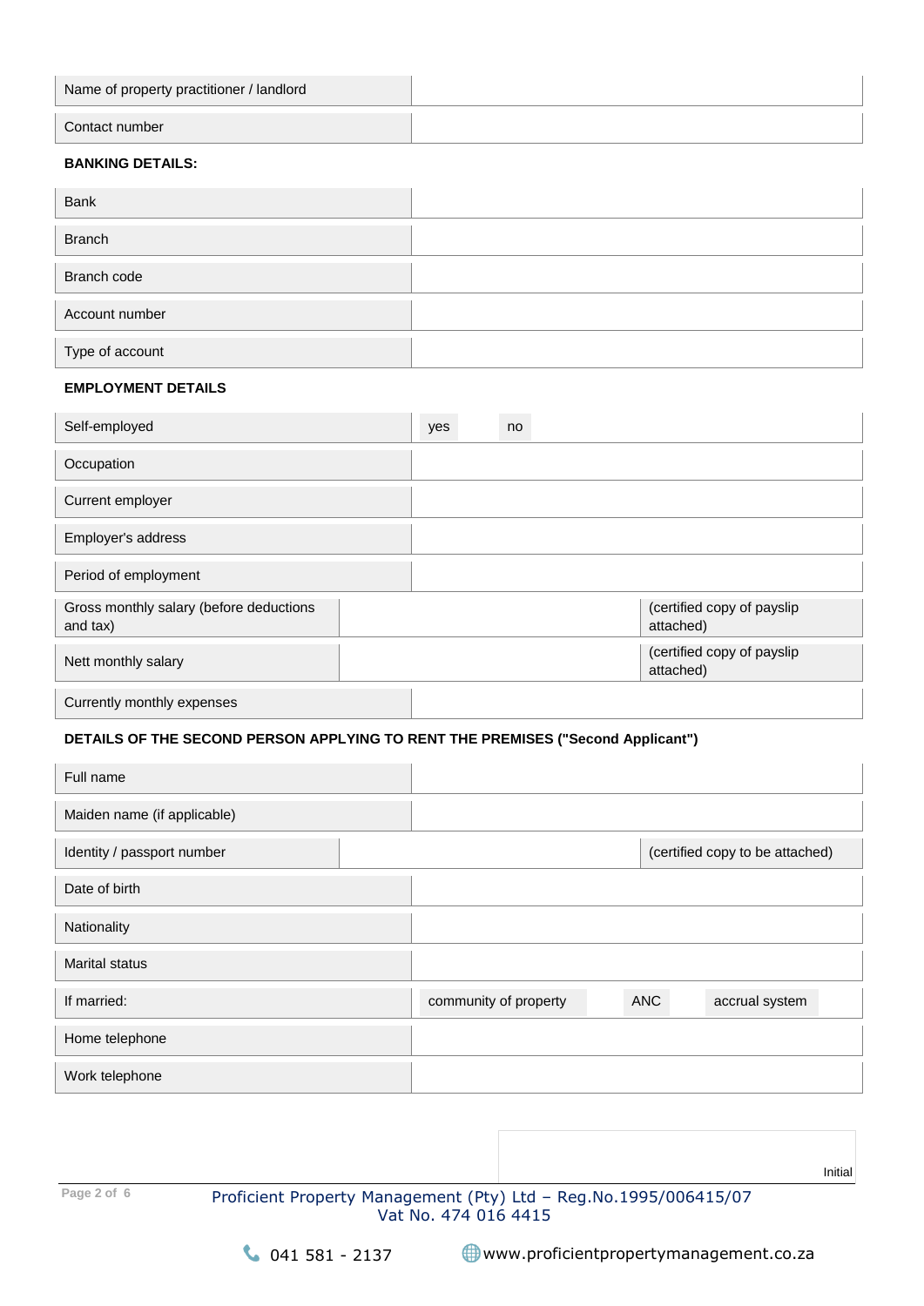| | |
|---|---|
| Name of property practitioner / landlord | |
| Contact number | |

**BANKING DETAILS:**

| | |
|---|---|
| Bank | |
| Branch | |
| Branch code | |
| Account number | |
| Type of account | |

**EMPLOYMENT DETAILS**

| | | |
|---|---|---|
| Self-employed | yes | no |
| Occupation | | |
| Current employer | | |
| Employer's address | | |
| Period of employment | | |
| Gross monthly salary (before deductions and tax) | | (certified copy of payslip attached) |
| Nett monthly salary | | (certified copy of payslip attached) |
| Currently monthly expenses | | |

**DETAILS OF THE SECOND PERSON APPLYING TO RENT THE PREMISES ("Second Applicant")**

| | | | |
|---|---|---|---|
| Full name | | | |
| Maiden name (if applicable) | | | |
| Identity / passport number | | (certified copy to be attached) | |
| Date of birth | | | |
| Nationality | | | |
| Marital status | | | |
| If married: | community of property | ANC | accrual system |
| Home telephone | | | |
| Work telephone | | | |

Initial

Proficient Property Management (Pty) Ltd – Reg.No.1995/006415/07
Vat No. 474 016 4415

041 581 - 2137 www.proficientpropertymanagement.co.za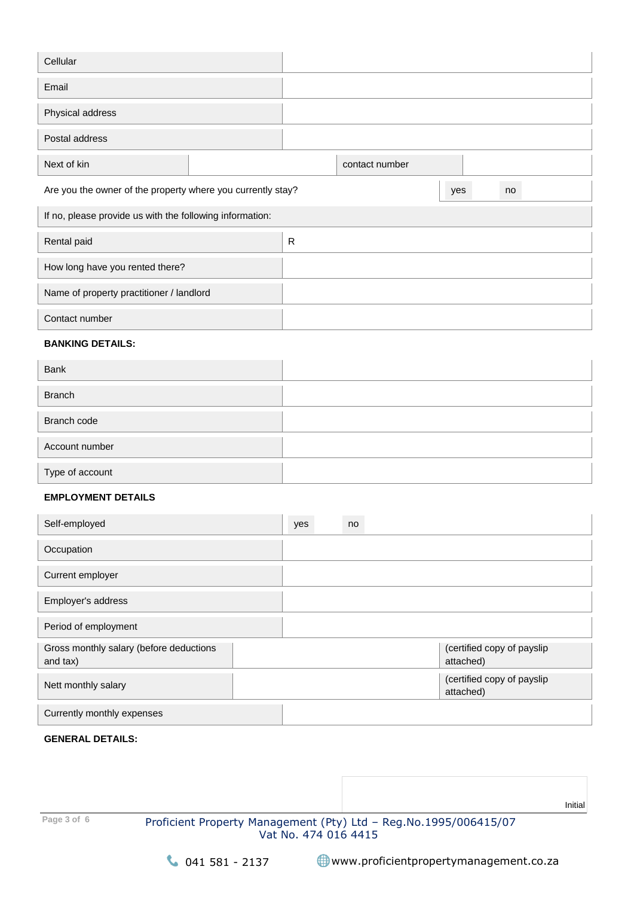| | |
|---|---|
| Cellular | |
| Email | |
| Physical address | |
| Postal address | |

| Next of kin | | contact number | |
|---|---|---|---|

| Are you the owner of the property where you currently stay? | yes | no |
|---|---|---|

If no, please provide us with the following information:

| | |
|---|---|
| Rental paid | R |
| How long have you rented there? | |
| Name of property practitioner / landlord | |
| Contact number | |

**BANKING DETAILS:**

| | |
|---|---|
| Bank | |
| Branch | |
| Branch code | |
| Account number | |
| Type of account | |

**EMPLOYMENT DETAILS**

| | | |
|---|---|---|
| Self-employed | yes | no |
| Occupation | | |
| Current employer | | |
| Employer's address | | |
| Period of employment | | |
| Gross monthly salary (before deductions and tax) | | (certified copy of payslip attached) |
| Nett monthly salary | | (certified copy of payslip attached) |
| Currently monthly expenses | | |

**GENERAL DETAILS:**

Initial

Proficient Property Management (Pty) Ltd – Reg.No.1995/006415/07
Vat No. 474 016 4415

041 581 - 2137 www.proficientpropertymanagement.co.za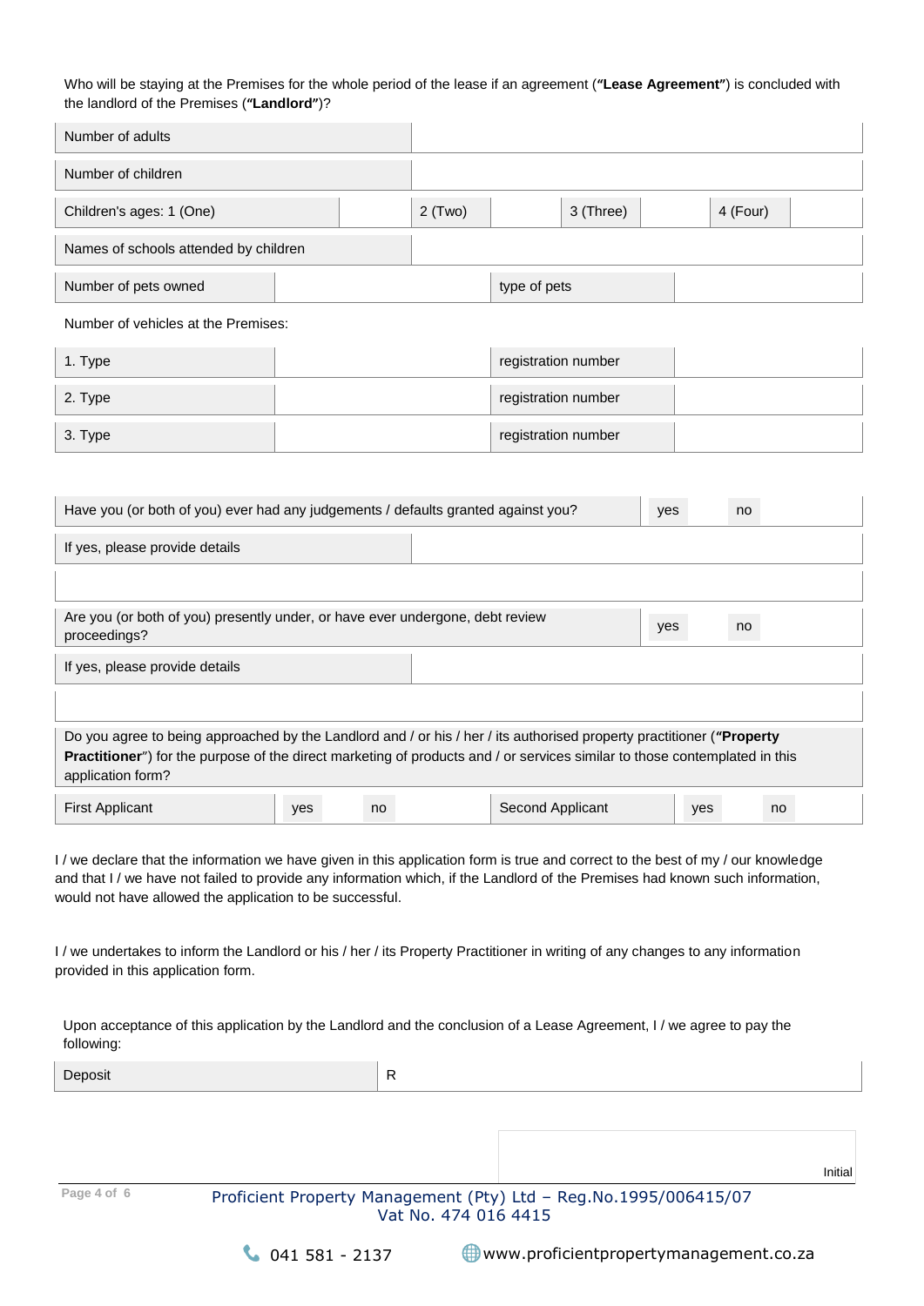Who will be staying at the Premises for the whole period of the lease if an agreement (**"Lease Agreement"**) is concluded with the landlord of the Premises (**"Landlord"**)?

| Number of adults | | | | | | | |
|---|---|---|---|---|---|---|---|
| Number of children | | | | | | | |
| Children's ages: 1 (One) | | 2 (Two) | | 3 (Three) | | 4 (Four) | |
| Names of schools attended by children | | | | | | | |

| Number of pets owned | | type of pets | |
|---|---|---|---|

Number of vehicles at the Premises:

| 1. Type | | registration number | |
|---|---|---|---|
| 2. Type | | registration number | |
| 3. Type | | registration number | |

| Have you (or both of you) ever had any judgements / defaults granted against you? | yes | no |
|---|---|---|
| If yes, please provide details | | |
| | | |
| Are you (or both of you) presently under, or have ever undergone, debt review proceedings? | yes | no |
| If yes, please provide details | | |
| | | |

Do you agree to being approached by the Landlord and / or his / her / its authorised property practitioner (**"Property Practitioner"**) for the purpose of the direct marketing of products and / or services similar to those contemplated in this application form?

| First Applicant | yes | no | Second Applicant | yes | no |
|---|---|---|---|---|---|

I / we declare that the information we have given in this application form is true and correct to the best of my / our knowledge and that I / we have not failed to provide any information which, if the Landlord of the Premises had known such information, would not have allowed the application to be successful.

I / we undertakes to inform the Landlord or his / her / its Property Practitioner in writing of any changes to any information provided in this application form.

Upon acceptance of this application by the Landlord and the conclusion of a Lease Agreement, I / we agree to pay the following:

| Deposit | R |
|---|---|

Initial

Proficient Property Management (Pty) Ltd – Reg.No.1995/006415/07
Vat No. 474 016 4415

041 581 - 2137 www.proficientpropertymanagement.co.za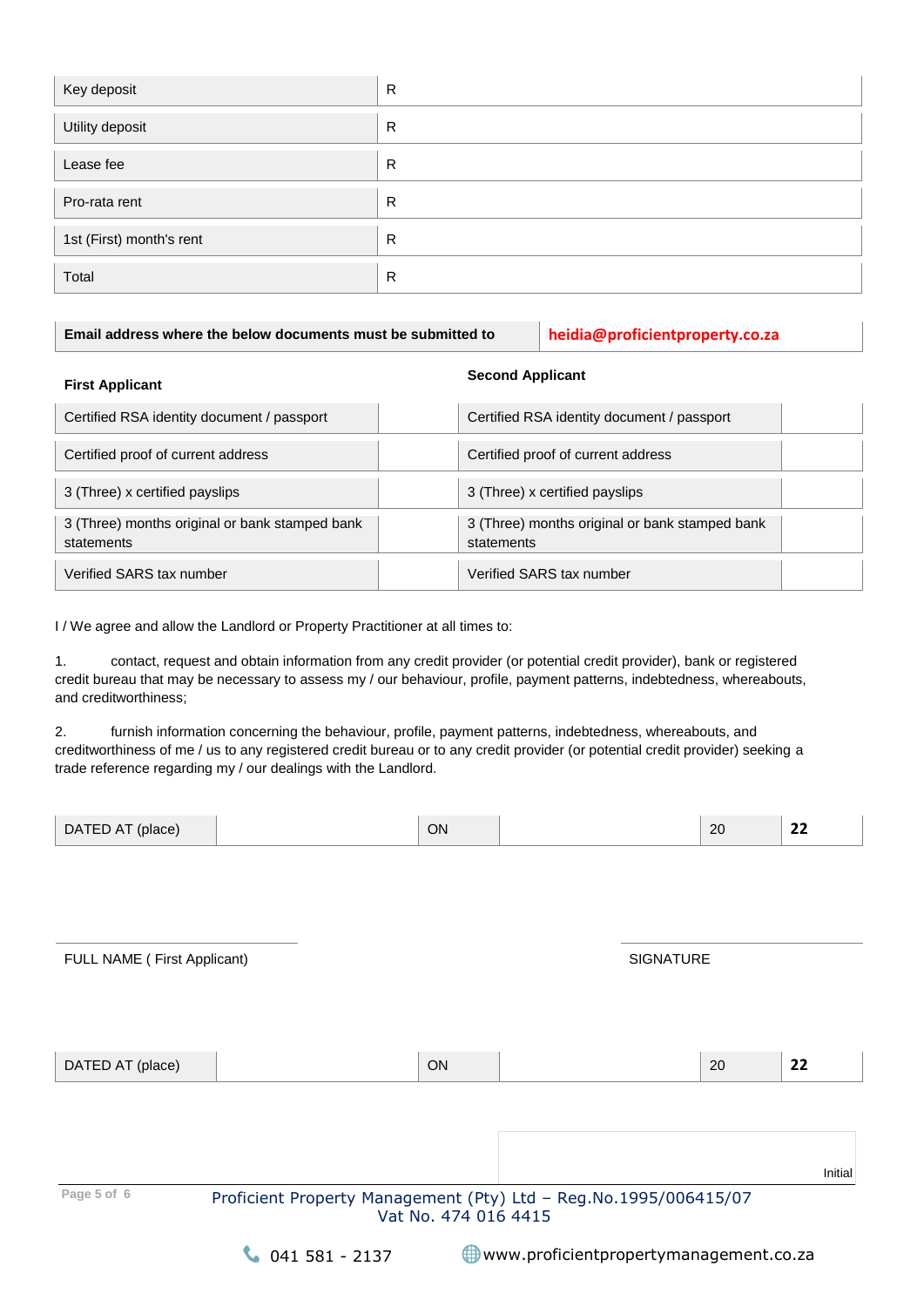| Key deposit | R |
|---|---|
| Utility deposit | R |
| Lease fee | R |
| Pro-rata rent | R |
| 1st (First) month's rent | R |
| Total | R |

| **Email address where the below documents must be submitted to** | **heidia@proficientproperty.co.za** |
|---|---|

| **First Applicant** | | **Second Applicant** | |
|---|---|---|---|
| Certified RSA identity document / passport | | Certified RSA identity document / passport | |
| Certified proof of current address | | Certified proof of current address | |
| 3 (Three) x certified payslips | | 3 (Three) x certified payslips | |
| 3 (Three) months original or bank stamped bank statements | | 3 (Three) months original or bank stamped bank statements | |
| Verified SARS tax number | | Verified SARS tax number | |

I / We agree and allow the Landlord or Property Practitioner at all times to:

1. contact, request and obtain information from any credit provider (or potential credit provider), bank or registered credit bureau that may be necessary to assess my / our behaviour, profile, payment patterns, indebtedness, whereabouts, and creditworthiness;

2. furnish information concerning the behaviour, profile, payment patterns, indebtedness, whereabouts, and creditworthiness of me / us to any registered credit bureau or to any credit provider (or potential credit provider) seeking a trade reference regarding my / our dealings with the Landlord.

| DATED AT (place) | | ON | | 20 | **22** |
|---|---|---|---|---|---|

FULL NAME ( First Applicant) SIGNATURE

| DATED AT (place) | | ON | | 20 | **22** |
|---|---|---|---|---|---|

Initial

Proficient Property Management (Pty) Ltd – Reg.No.1995/006415/07
Vat No. 474 016 4415

041 581 - 2137 www.proficientpropertymanagement.co.za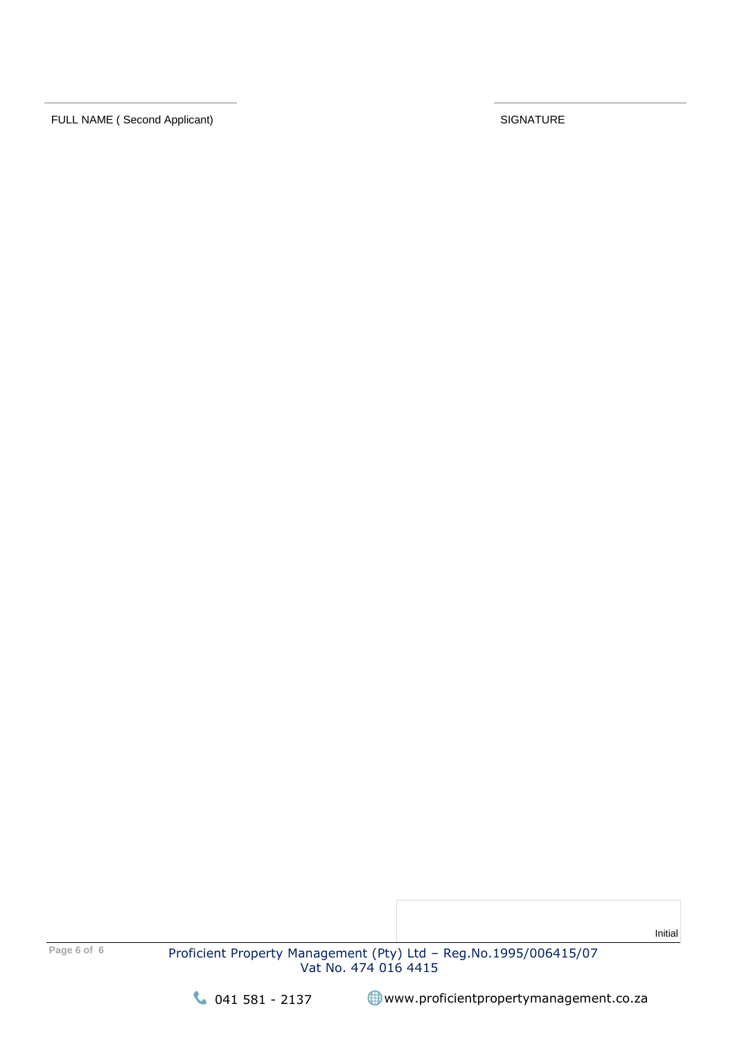FULL NAME ( Second Applicant) | SIGNATURE

Initial